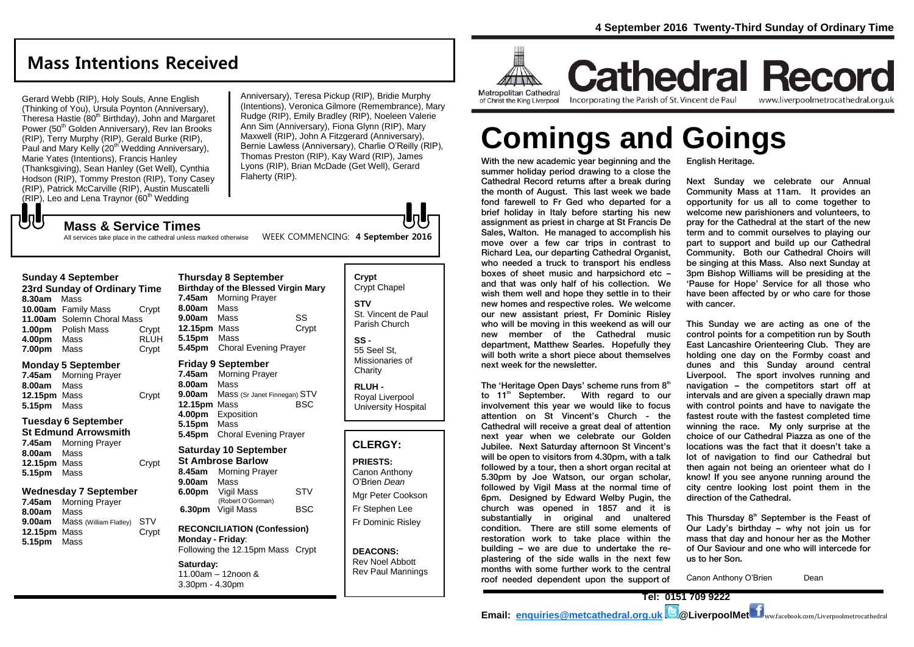# Cathedral Record

Metropolitan Cathedral of Christ the King Liverpool

Incorporating the Parish of St. Vincent de Paul

www.liverpoolmetrocathedral.org.uk

**4 September 2016 Twenty-Third Sunday of Ordinary Time**

# Comings and Goings

With the new academic year beginning and the summer holiday period drawing to a close the Cathedral Record returns after a break during the month of August. This last week we bade fond farewell to Fr Ged who departed for a brief holiday in Italy before starting his new assignment as priest in charge at St Francis De Sales, Walton. He managed to accomplish his move over a few car trips in contrast to Richard Lea, our departing Cathedral Organist, who needed a truck to transport his endless boxes of sheet music and harpsichord etc – and that was only half of his collection. We wish them well and hope they settle in to their new homes and respective roles. We welcome our new assistant priest, Fr Dominic Risley who will be moving in this weekend as will our new member of the Cathedral music department, Matthew Searles. Hopefully they will both write a short piece about themselves next week for the newsletter.

The 'Heritage Open Days' scheme runs from 8th to 11th September. With regard to our involvement this year we would like to focus attention on St Vincent's Church - the Cathedral will receive a great deal of attention next year when we celebrate our Golden Jubilee. Next Saturday afternoon St Vincent's will be open to visitors from 4.30pm, with a talk followed by a tour, then a short organ recital at 5.30pm by Joe Watson, our organ scholar, followed by Vigil Mass at the normal time of 6pm. Designed by Edward Welby Pugin, the church was opened in 1857 and it is substantially in original and unaltered condition. There are still some elements of restoration work to take place within the building – we are due to undertake the re-plastering of the side walls in the next few months with some further work to the central roof needed dependent upon the support of English Heritage.

Next Sunday we celebrate our Annual Community Mass at 11am. It provides an opportunity for us all to come together to welcome new parishioners and volunteers, to pray for the Cathedral at the start of the new term and to commit ourselves to playing our part to support and build up our Cathedral Community. Both our Cathedral Choirs will be singing at this Mass. Also next Sunday at 3pm Bishop Williams will be presiding at the 'Pause for Hope' Service for all those who have been affected by or who care for those with cancer.

This Sunday we are acting as one of the control points for a competition run by South East Lancashire Orienteering Club. They are holding one day on the Formby coast and dunes and this Sunday around central Liverpool. The sport involves running and navigation – the competitors start off at intervals and are given a specially drawn map with control points and have to navigate the fastest route with the fastest completed time winning the race. My only surprise at the choice of our Cathedral Piazza as one of the locations was the fact that it doesn't take a lot of navigation to find our Cathedral but then again not being an orienteer what do I know! If you see anyone running around the city centre looking lost point them in the direction of the Cathedral.

This Thursday 8th September is the Feast of Our Lady's birthday – why not join us for mass that day and honour her as the Mother of Our Saviour and one who will intercede for us to her Son.

Canon Anthony O'Brien Dean

## Mass Intentions Received

Gerard Webb (RIP), Holy Souls, Anne English (Thinking of You), Ursula Poynton (Anniversary), Theresa Hastie (80th Birthday), John and Margaret Power (50th Golden Anniversary), Rev Ian Brooks (RIP), Terry Murphy (RIP), Gerald Burke (RIP), Paul and Mary Kelly (20th Wedding Anniversary), Marie Yates (Intentions), Francis Hanley (Thanksgiving), Sean Hanley (Get Well), Cynthia Hodson (RIP), Tommy Preston (RIP), Tony Casey (RIP), Patrick McCarville (RIP), Austin Muscatelli (RIP), Leo and Lena Traynor (60th Wedding Anniversary), Teresa Pickup (RIP), Bridie Murphy (Intentions), Veronica Gilmore (Remembrance), Mary Rudge (RIP), Emily Bradley (RIP), Noeleen Valerie Ann Sim (Anniversary), Fiona Glynn (RIP), Mary Maxwell (RIP), John A Fitzgerard (Anniversary), Bernie Lawless (Anniversary), Charlie O'Reilly (RIP), Thomas Preston (RIP), Kay Ward (RIP), James Lyons (RIP), Brian McDade (Get Well), Gerard Flaherty (RIP).

## Mass & Service Times

All services take place in the cathedral unless marked otherwise

WEEK COMMENCING: **4 September 2016**

### Sunday 4 September
**23rd Sunday of Ordinary Time**

| | | |
|---|---|---|
| **8.30am** | Mass | |
| **10.00am** | Family Mass | Crypt |
| **11.00am** | Solemn Choral Mass | |
| **1.00pm** | Polish Mass | Crypt |
| **4.00pm** | Mass | RLUH |
| **7.00pm** | Mass | Crypt |

### Monday 5 September

| | | |
|---|---|---|
| **7.45am** | Morning Prayer | |
| **8.00am** | Mass | |
| **12.15pm** | Mass | Crypt |
| **5.15pm** | Mass | |

### Tuesday 6 September
**St Edmund Arrowsmith**

| | | |
|---|---|---|
| **7.45am** | Morning Prayer | |
| **8.00am** | Mass | |
| **12.15pm** | Mass | Crypt |
| **5.15pm** | Mass | |

### Wednesday 7 September

| | | |
|---|---|---|
| **7.45am** | Morning Prayer | |
| **8.00am** | Mass | |
| **9.00am** | Mass (William Flatley) | STV |
| **12.15pm** | Mass | Crypt |
| **5.15pm** | Mass | |

### Thursday 8 September
**Birthday of the Blessed Virgin Mary**

| | | |
|---|---|---|
| **7.45am** | Morning Prayer | |
| **8.00am** | Mass | |
| **9.00am** | Mass | SS |
| **12.15pm** | Mass | Crypt |
| **5.15pm** | Mass | |
| **5.45pm** | Choral Evening Prayer | |

### Friday 9 September

| | | |
|---|---|---|
| **7.45am** | Morning Prayer | |
| **8.00am** | Mass | |
| **9.00am** | Mass (Sr Janet Finnegan) | STV |
| **12.15pm** | Mass | BSC |
| **4.00pm** | Exposition | |
| **5.15pm** | Mass | |
| **5.45pm** | Choral Evening Prayer | |

### Saturday 10 September
**St Ambrose Barlow**

| | | |
|---|---|---|
| **8.45am** | Morning Prayer | |
| **9.00am** | Mass | |
| **6.00pm** | Vigil Mass (Robert O'Gorman) | STV |
| **6.30pm** | Vigil Mass | BSC |

**RECONCILIATION (Confession)**

**Monday - Friday**: Following the 12.15pm Mass Crypt

**Saturday:** 11.00am – 12noon & 3.30pm - 4.30pm

**Crypt** Crypt Chapel

**STV** St. Vincent de Paul Parish Church

**SS -** 55 Seel St, Missionaries of Charity

**RLUH -** Royal Liverpool University Hospital

## CLERGY:

**PRIESTS:**
Canon Anthony O'Brien *Dean*
Mgr Peter Cookson
Fr Stephen Lee
Fr Dominic Risley

**DEACONS:**
Rev Noel Abbott
Rev Paul Mannings

**Tel: 0151 709 9222**

**Email: enquiries@metcathedral.org.uk @LiverpoolMet** www.facebook.com/Liverpoolmetrocathedral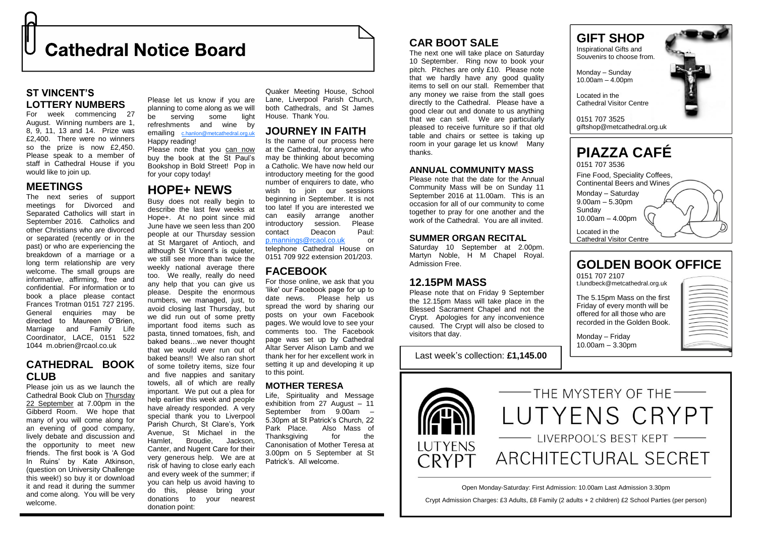# Cathedral Notice Board

## ST VINCENT'S LOTTERY NUMBERS

For week commencing 27 August. Winning numbers are 1, 8, 9, 11, 13 and 14. Prize was £2,400. There were no winners so the prize is now £2,450. Please speak to a member of staff in Cathedral House if you would like to join up.

## MEETINGS

The next series of support meetings for Divorced and Separated Catholics will start in September 2016. Catholics and other Christians who are divorced or separated (recently or in the past) or who are experiencing the breakdown of a marriage or a long term relationship are very welcome. The small groups are informative, affirming, free and confidential. For information or to book a place please contact Frances Trotman 0151 727 2195. General enquiries may be directed to Maureen O'Brien, Marriage and Family Life Coordinator, LACE, 0151 522 1044 m.obrien@rcaol.co.uk

## CATHEDRAL BOOK CLUB

Please join us as we launch the Cathedral Book Club on Thursday 22 September at 7.00pm in the Gibberd Room. We hope that many of you will come along for an evening of good company, lively debate and discussion and the opportunity to meet new friends. The first book is 'A God In Ruins' by Kate Atkinson, (question on University Challenge this week!) so buy it or download it and read it during the summer and come along. You will be very welcome.

Please let us know if you are planning to come along as we will be serving some light refreshments and wine by emailing c.hanlon@metcathedral.org.uk Happy reading!

Please note that you can now buy the book at the St Paul's Bookshop in Bold Street! Pop in for your copy today!

## HOPE+ NEWS

Busy does not really begin to describe the last few weeks at Hope+. At no point since mid June have we seen less than 200 people at our Thursday session at St Margaret of Antioch, and although St Vincent's is quieter, we still see more than twice the weekly national average there too. We really, really do need any help that you can give us please. Despite the enormous numbers, we managed, just, to avoid closing last Thursday, but we did run out of some pretty important food items such as pasta, tinned tomatoes, fish, and baked beans…we never thought that we would ever run out of baked beans!! We also ran short of some toiletry items, size four and five nappies and sanitary towels, all of which are really important. We put out a plea for help earlier this week and people have already responded. A very special thank you to Liverpool Parish Church, St Clare's, York Avenue, St Michael in the Hamlet, Broudie, Jackson, Canter, and Nugent Care for their very generous help. We are at risk of having to close early each and every week of the summer; if you can help us avoid having to do this, please bring your donations to your nearest donation point:

Quaker Meeting House, School Lane, Liverpool Parish Church, both Cathedrals, and St James House. Thank You.

## JOURNEY IN FAITH

Is the name of our process here at the Cathedral, for anyone who may be thinking about becoming a Catholic. We have now held our introductory meeting for the good number of enquirers to date, who wish to join our sessions beginning in September. It is not too late! If you are interested we can easily arrange another introductory session. Please contact Deacon Paul: p.mannings@rcaol.co.uk or telephone Cathedral House on 0151 709 922 extension 201/203.

## FACEBOOK

For those online, we ask that you 'like' our Facebook page for up to date news. Please help us spread the word by sharing our posts on your own Facebook pages. We would love to see your comments too. The Facebook page was set up by Cathedral Altar Server Alison Lamb and we thank her for her excellent work in setting it up and developing it up to this point.

### MOTHER TERESA

Life, Spirituality and Message exhibition from 27 August – 11 September from 9.00am – 5.30pm at St Patrick's Church, 22 Park Place. Also Mass of Thanksgiving for the Canonisation of Mother Teresa at 3.00pm on 5 September at St Patrick's. All welcome.

## CAR BOOT SALE

The next one will take place on Saturday 10 September. Ring now to book your pitch. Pitches are only £10. Please note that we hardly have any good quality items to sell on our stall. Remember that any money we raise from the stall goes directly to the Cathedral. Please have a good clear out and donate to us anything that we can sell. We are particularly pleased to receive furniture so if that old table and chairs or settee is taking up room in your garage let us know! Many thanks.

### ANNUAL COMMUNITY MASS

Please note that the date for the Annual Community Mass will be on Sunday 11 September 2016 at 11.00am. This is an occasion for all of our community to come together to pray for one another and the work of the Cathedral. You are all invited.

### SUMMER ORGAN RECITAL

Saturday 10 September at 2.00pm. Martyn Noble, H M Chapel Royal. Admission Free.

## 12.15PM MASS

Please note that on Friday 9 September the 12.15pm Mass will take place in the Blessed Sacrament Chapel and not the Crypt. Apologies for any inconvenience caused. The Crypt will also be closed to visitors that day.

Last week's collection: **£1,145.00**

## GIFT SHOP

Inspirational Gifts and Souvenirs to choose from.

Monday – Sunday
10.00am – 4.00pm

Located in the Cathedral Visitor Centre

0151 707 3525
giftshop@metcathedral.org.uk

## PIAZZA CAFÉ

0151 707 3536

Fine Food, Speciality Coffees, Continental Beers and Wines

Monday – Saturday
9.00am – 5.30pm
Sunday
10.00am – 4.00pm

Located in the Cathedral Visitor Centre

## GOLDEN BOOK OFFICE

0151 707 2107
t.lundbeck@metcathedral.org.uk

The 5.15pm Mass on the first Friday of every month will be offered for all those who are recorded in the Golden Book.

Monday – Friday
10.00am – 3.30pm

LUTYENS CRYPT

THE MYSTERY OF THE LUTYENS CRYPT — LIVERPOOL'S BEST KEPT ARCHITECTURAL SECRET

Open Monday-Saturday: First Admission: 10.00am Last Admission 3.30pm

Crypt Admission Charges: £3 Adults, £8 Family (2 adults + 2 children) £2 School Parties (per person)